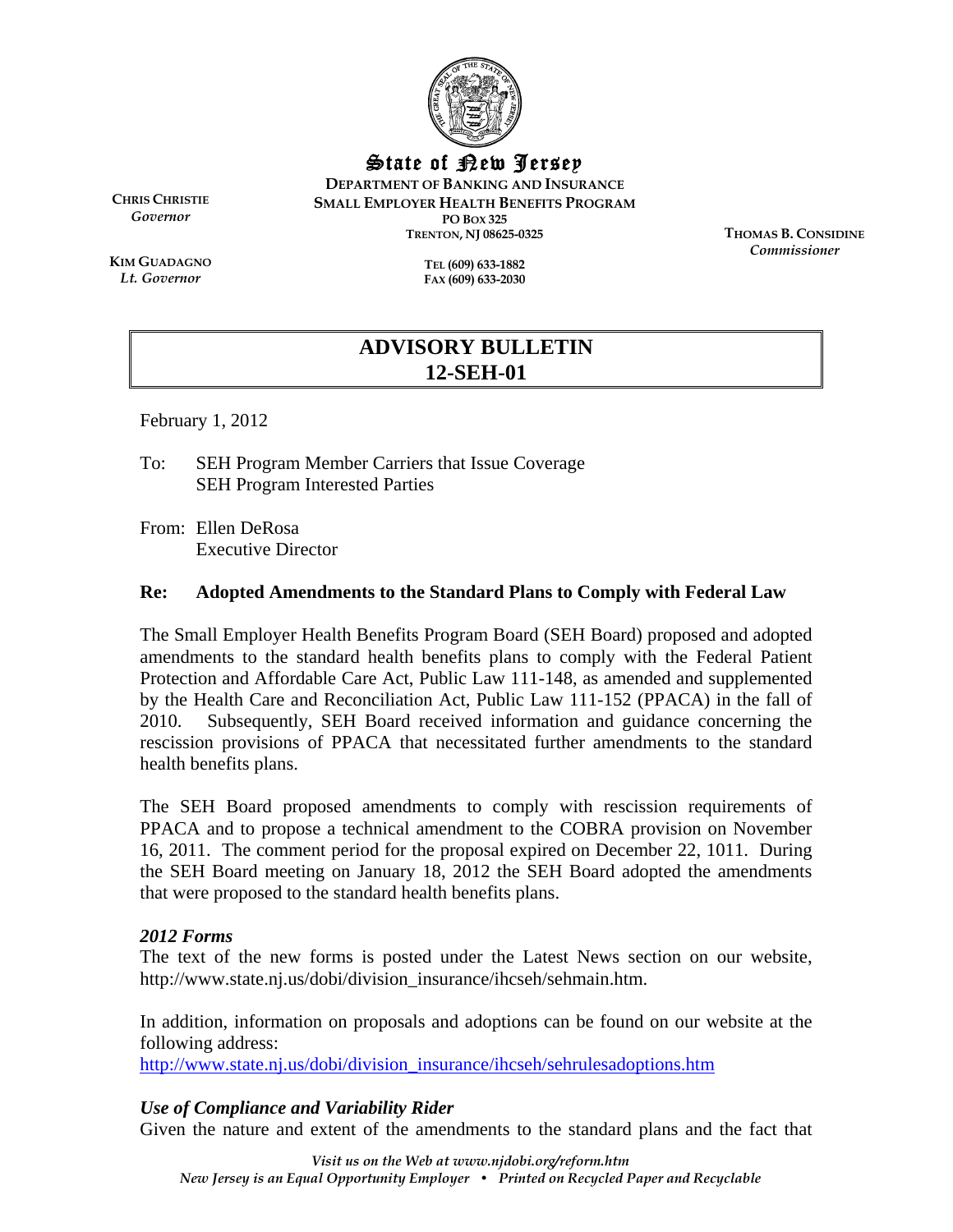State of New Jersey

DEPARTMENT OF BANKING AND INSURANCE
SMALL EMPLOYER HEALTH BENEFITS PROGRAM
PO BOX 325
TRENTON, NJ 08625-0325

TEL (609) 633-1882
FAX (609) 633-2030

**CHRIS CHRISTIE**
*Governor*

**KIM GUADAGNO**
*Lt. Governor*

**THOMAS B. CONSIDINE**
*Commissioner*

# ADVISORY BULLETIN 12-SEH-01

February 1, 2012

To: SEH Program Member Carriers that Issue Coverage
SEH Program Interested Parties

From: Ellen DeRosa
Executive Director

**Re: Adopted Amendments to the Standard Plans to Comply with Federal Law**

The Small Employer Health Benefits Program Board (SEH Board) proposed and adopted amendments to the standard health benefits plans to comply with the Federal Patient Protection and Affordable Care Act, Public Law 111-148, as amended and supplemented by the Health Care and Reconciliation Act, Public Law 111-152 (PPACA) in the fall of 2010. Subsequently, SEH Board received information and guidance concerning the rescission provisions of PPACA that necessitated further amendments to the standard health benefits plans.

The SEH Board proposed amendments to comply with rescission requirements of PPACA and to propose a technical amendment to the COBRA provision on November 16, 2011. The comment period for the proposal expired on December 22, 1011. During the SEH Board meeting on January 18, 2012 the SEH Board adopted the amendments that were proposed to the standard health benefits plans.

***2012 Forms***

The text of the new forms is posted under the Latest News section on our website, http://www.state.nj.us/dobi/division_insurance/ihcseh/sehmain.htm.

In addition, information on proposals and adoptions can be found on our website at the following address:
http://www.state.nj.us/dobi/division_insurance/ihcseh/sehrulesadoptions.htm

***Use of Compliance and Variability Rider***

Given the nature and extent of the amendments to the standard plans and the fact that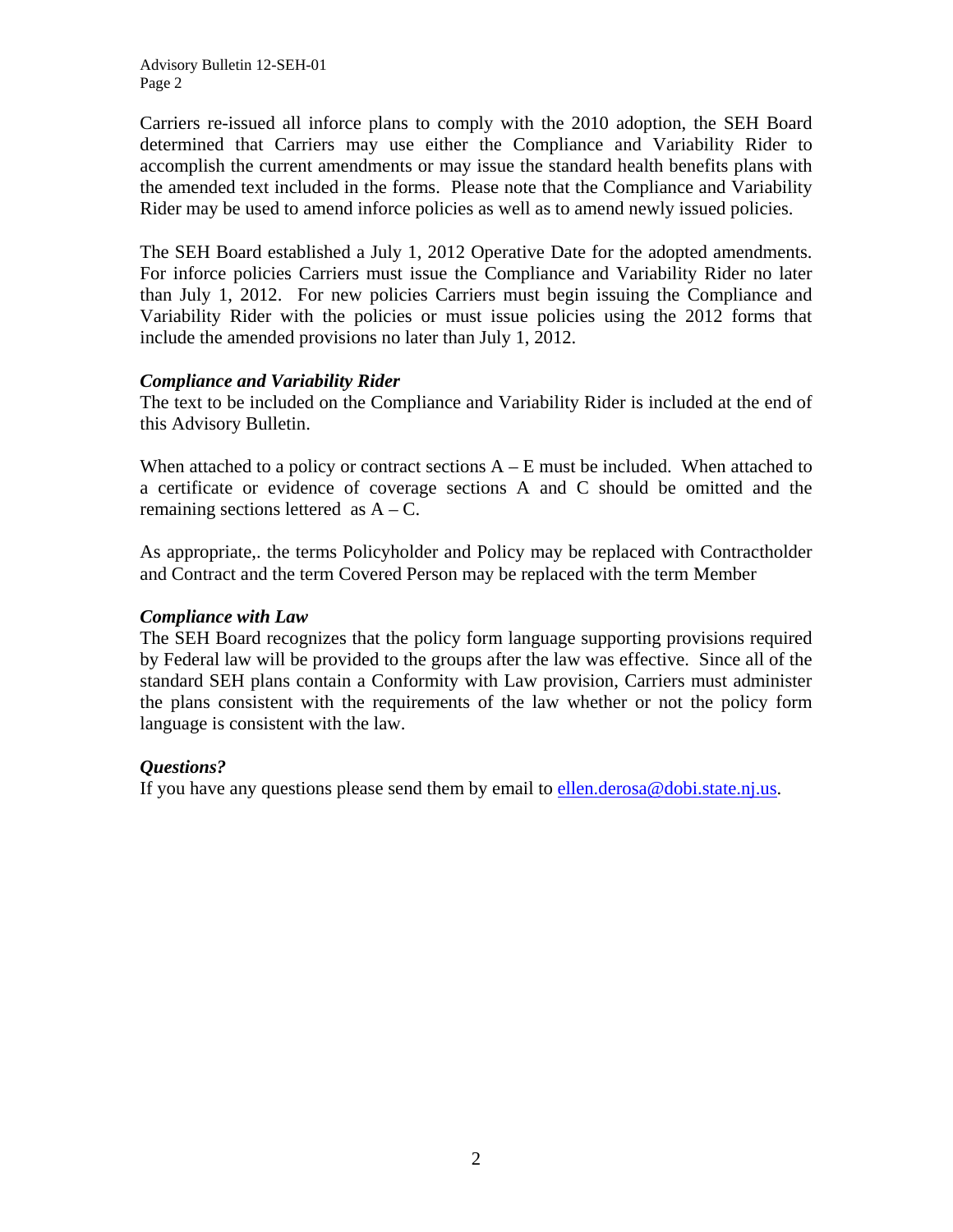Carriers re-issued all inforce plans to comply with the 2010 adoption, the SEH Board determined that Carriers may use either the Compliance and Variability Rider to accomplish the current amendments or may issue the standard health benefits plans with the amended text included in the forms. Please note that the Compliance and Variability Rider may be used to amend inforce policies as well as to amend newly issued policies.

The SEH Board established a July 1, 2012 Operative Date for the adopted amendments. For inforce policies Carriers must issue the Compliance and Variability Rider no later than July 1, 2012. For new policies Carriers must begin issuing the Compliance and Variability Rider with the policies or must issue policies using the 2012 forms that include the amended provisions no later than July 1, 2012.

***Compliance and Variability Rider***

The text to be included on the Compliance and Variability Rider is included at the end of this Advisory Bulletin.

When attached to a policy or contract sections A – E must be included. When attached to a certificate or evidence of coverage sections A and C should be omitted and the remaining sections lettered as A – C.

As appropriate,. the terms Policyholder and Policy may be replaced with Contractholder and Contract and the term Covered Person may be replaced with the term Member

***Compliance with Law***

The SEH Board recognizes that the policy form language supporting provisions required by Federal law will be provided to the groups after the law was effective. Since all of the standard SEH plans contain a Conformity with Law provision, Carriers must administer the plans consistent with the requirements of the law whether or not the policy form language is consistent with the law.

***Questions?***

If you have any questions please send them by email to ellen.derosa@dobi.state.nj.us.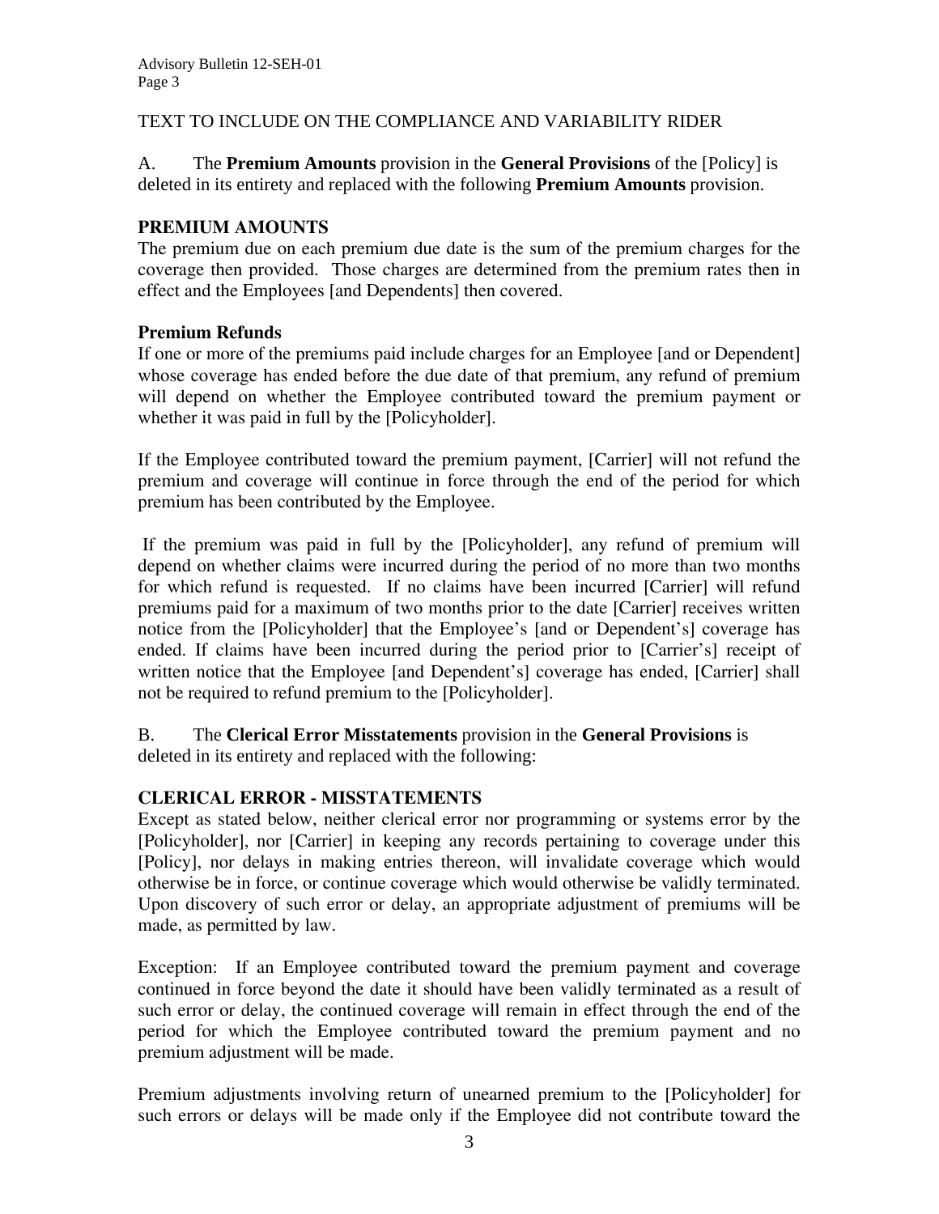TEXT TO INCLUDE ON THE COMPLIANCE AND VARIABILITY RIDER

A. The **Premium Amounts** provision in the **General Provisions** of the [Policy] is deleted in its entirety and replaced with the following **Premium Amounts** provision.

**PREMIUM AMOUNTS**

The premium due on each premium due date is the sum of the premium charges for the coverage then provided. Those charges are determined from the premium rates then in effect and the Employees [and Dependents] then covered.

**Premium Refunds**

If one or more of the premiums paid include charges for an Employee [and or Dependent] whose coverage has ended before the due date of that premium, any refund of premium will depend on whether the Employee contributed toward the premium payment or whether it was paid in full by the [Policyholder].

If the Employee contributed toward the premium payment, [Carrier] will not refund the premium and coverage will continue in force through the end of the period for which premium has been contributed by the Employee.

If the premium was paid in full by the [Policyholder], any refund of premium will depend on whether claims were incurred during the period of no more than two months for which refund is requested. If no claims have been incurred [Carrier] will refund premiums paid for a maximum of two months prior to the date [Carrier] receives written notice from the [Policyholder] that the Employee's [and or Dependent's] coverage has ended. If claims have been incurred during the period prior to [Carrier's] receipt of written notice that the Employee [and Dependent's] coverage has ended, [Carrier] shall not be required to refund premium to the [Policyholder].

B. The **Clerical Error Misstatements** provision in the **General Provisions** is deleted in its entirety and replaced with the following:

**CLERICAL ERROR - MISSTATEMENTS**

Except as stated below, neither clerical error nor programming or systems error by the [Policyholder], nor [Carrier] in keeping any records pertaining to coverage under this [Policy], nor delays in making entries thereon, will invalidate coverage which would otherwise be in force, or continue coverage which would otherwise be validly terminated. Upon discovery of such error or delay, an appropriate adjustment of premiums will be made, as permitted by law.

Exception: If an Employee contributed toward the premium payment and coverage continued in force beyond the date it should have been validly terminated as a result of such error or delay, the continued coverage will remain in effect through the end of the period for which the Employee contributed toward the premium payment and no premium adjustment will be made.

Premium adjustments involving return of unearned premium to the [Policyholder] for such errors or delays will be made only if the Employee did not contribute toward the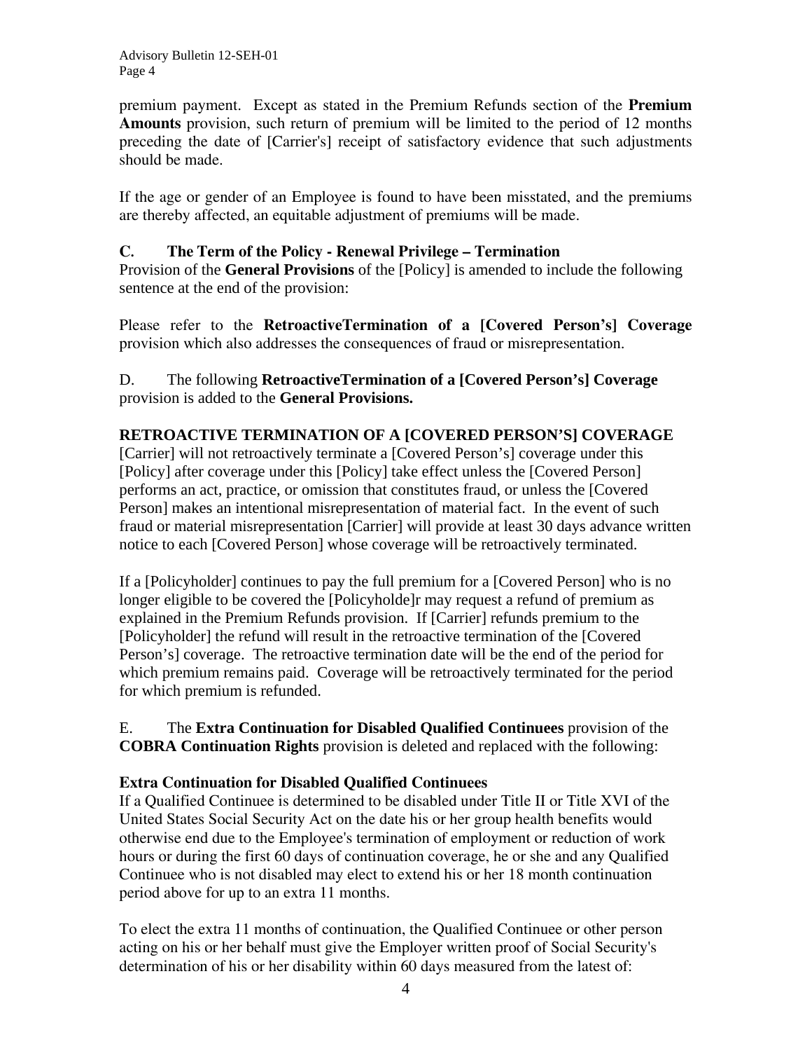premium payment. Except as stated in the Premium Refunds section of the **Premium Amounts** provision, such return of premium will be limited to the period of 12 months preceding the date of [Carrier's] receipt of satisfactory evidence that such adjustments should be made.

If the age or gender of an Employee is found to have been misstated, and the premiums are thereby affected, an equitable adjustment of premiums will be made.

**C. The Term of the Policy - Renewal Privilege – Termination**
Provision of the **General Provisions** of the [Policy] is amended to include the following sentence at the end of the provision:

Please refer to the **RetroactiveTermination of a [Covered Person's] Coverage** provision which also addresses the consequences of fraud or misrepresentation.

D. The following **RetroactiveTermination of a [Covered Person's] Coverage** provision is added to the **General Provisions.**

**RETROACTIVE TERMINATION OF A [COVERED PERSON'S] COVERAGE**
[Carrier] will not retroactively terminate a [Covered Person's] coverage under this [Policy] after coverage under this [Policy] take effect unless the [Covered Person] performs an act, practice, or omission that constitutes fraud, or unless the [Covered Person] makes an intentional misrepresentation of material fact. In the event of such fraud or material misrepresentation [Carrier] will provide at least 30 days advance written notice to each [Covered Person] whose coverage will be retroactively terminated.

If a [Policyholder] continues to pay the full premium for a [Covered Person] who is no longer eligible to be covered the [Policyholde]r may request a refund of premium as explained in the Premium Refunds provision. If [Carrier] refunds premium to the [Policyholder] the refund will result in the retroactive termination of the [Covered Person's] coverage. The retroactive termination date will be the end of the period for which premium remains paid. Coverage will be retroactively terminated for the period for which premium is refunded.

E. The **Extra Continuation for Disabled Qualified Continuees** provision of the **COBRA Continuation Rights** provision is deleted and replaced with the following:

**Extra Continuation for Disabled Qualified Continuees**
If a Qualified Continuee is determined to be disabled under Title II or Title XVI of the United States Social Security Act on the date his or her group health benefits would otherwise end due to the Employee's termination of employment or reduction of work hours or during the first 60 days of continuation coverage, he or she and any Qualified Continuee who is not disabled may elect to extend his or her 18 month continuation period above for up to an extra 11 months.

To elect the extra 11 months of continuation, the Qualified Continuee or other person acting on his or her behalf must give the Employer written proof of Social Security's determination of his or her disability within 60 days measured from the latest of: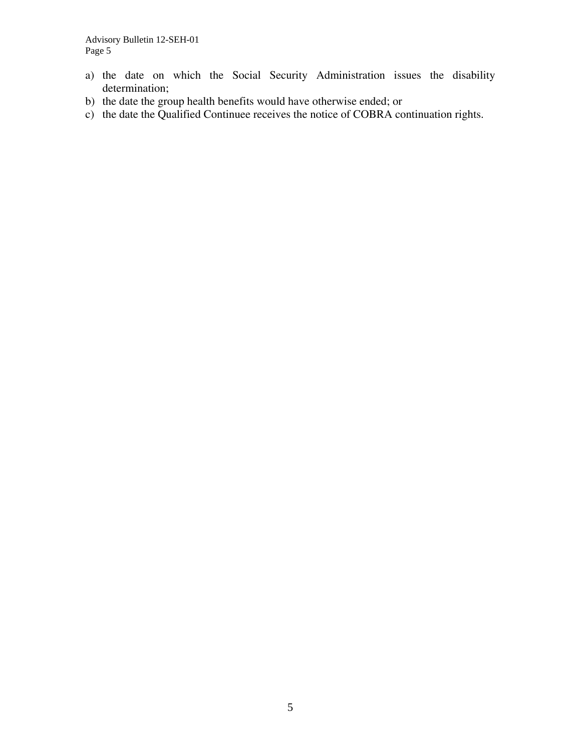a) the date on which the Social Security Administration issues the disability determination;
b) the date the group health benefits would have otherwise ended; or
c) the date the Qualified Continuee receives the notice of COBRA continuation rights.